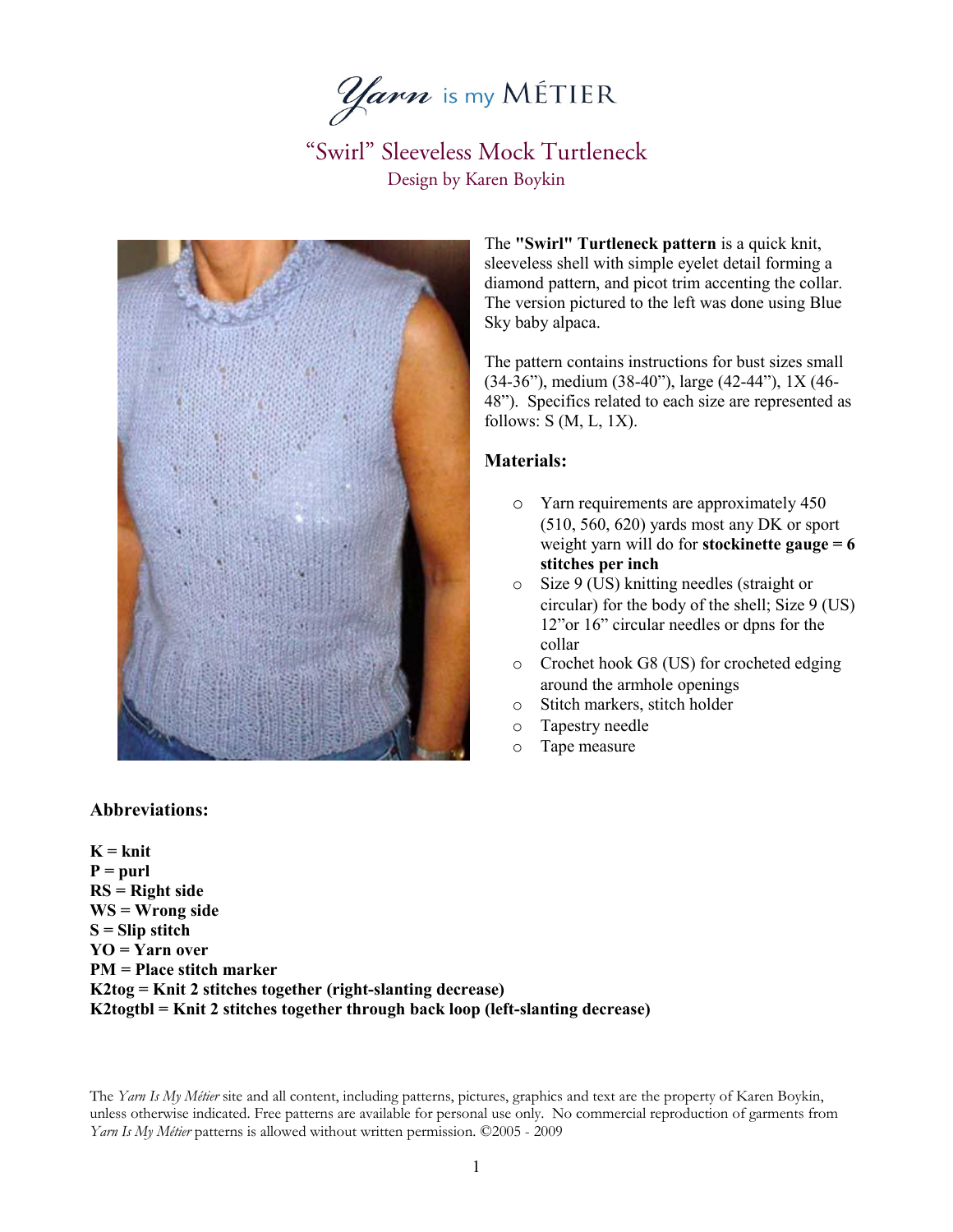# Yarn is my MÉTIER

## "Swirl" Sleeveless Mock Turtleneck

Design by Karen Boykin

The **"Swirl" Turtleneck pattern** is a quick knit, sleeveless shell with simple eyelet detail forming a diamond pattern, and picot trim accenting the collar. The version pictured to the left was done using Blue Sky baby alpaca.

The pattern contains instructions for bust sizes small (34-36"), medium (38-40"), large (42-44"), 1X (46-48"). Specifics related to each size are represented as follows: S (M, L, 1X).

### Materials:

- Yarn requirements are approximately 450 (510, 560, 620) yards most any DK or sport weight yarn will do for **stockinette gauge = 6 stitches per inch**
- Size 9 (US) knitting needles (straight or circular) for the body of the shell; Size 9 (US) 12"or 16" circular needles or dpns for the collar
- Crochet hook G8 (US) for crocheted edging around the armhole openings
- Stitch markers, stitch holder
- Tapestry needle
- Tape measure

### Abbreviations:

**K = knit**
**P = purl**
**RS = Right side**
**WS = Wrong side**
**S = Slip stitch**
**YO = Yarn over**
**PM = Place stitch marker**
**K2tog = Knit 2 stitches together (right-slanting decrease)**
**K2togtbl = Knit 2 stitches together through back loop (left-slanting decrease)**

The *Yarn Is My Métier* site and all content, including patterns, pictures, graphics and text are the property of Karen Boykin, unless otherwise indicated. Free patterns are available for personal use only. No commercial reproduction of garments from *Yarn Is My Métier* patterns is allowed without written permission. ©2005 - 2009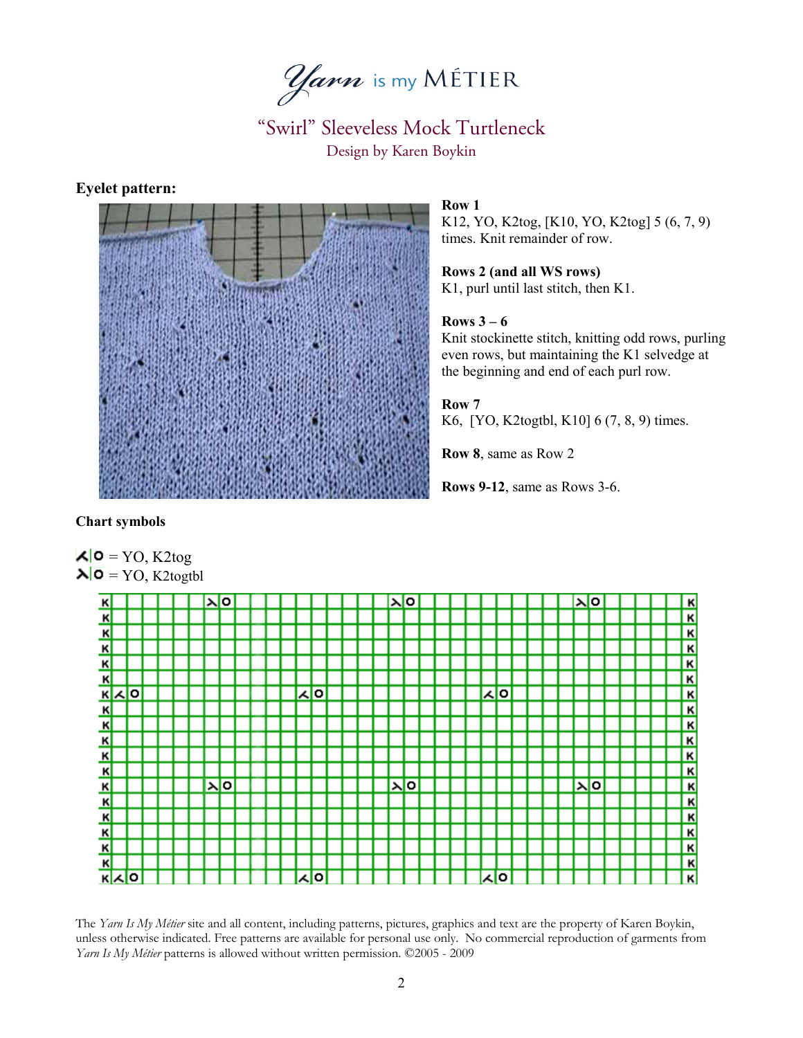# *Yarn* is my MÉTIER

## "Swirl" Sleeveless Mock Turtleneck

Design by Karen Boykin

**Eyelet pattern:**

**Row 1**
K12, YO, K2tog, [K10, YO, K2tog] 5 (6, 7, 9) times. Knit remainder of row.

**Rows 2 (and all WS rows)**
K1, purl until last stitch, then K1.

**Rows 3 – 6**
Knit stockinette stitch, knitting odd rows, purling even rows, but maintaining the K1 selvedge at the beginning and end of each purl row.

**Row 7**
K6, [YO, K2togtbl, K10] 6 (7, 8, 9) times.

**Row 8**, same as Row 2

**Rows 9-12**, same as Rows 3-6.

**Chart symbols**

⋌|O = YO, K2tog
⋋|O = YO, K2togtbl

The *Yarn Is My Métier* site and all content, including patterns, pictures, graphics and text are the property of Karen Boykin, unless otherwise indicated. Free patterns are available for personal use only. No commercial reproduction of garments from *Yarn Is My Métier* patterns is allowed without written permission. ©2005 - 2009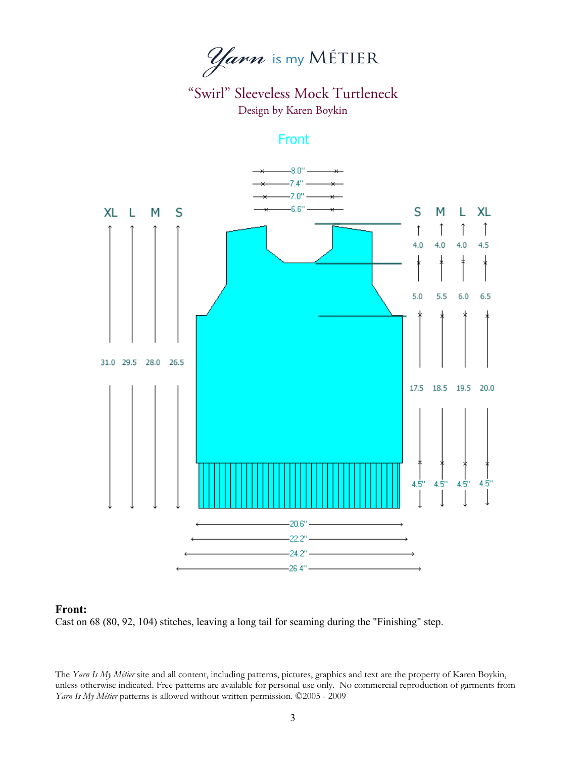# *Yarn* is my MÉTIER

## "Swirl" Sleeveless Mock Turtleneck

Design by Karen Boykin

### Front

| | S | M | L | XL |
|---|---|---|---|---|
| Neck width | 6.6" | 7.0" | 7.4" | 8.0" |
| Total length | 26.5 | 28.0 | 29.5 | 31.0 |
| Neck depth | 4.0 | 4.0 | 4.0 | 4.5 |
| Armhole | 5.0 | 5.5 | 6.0 | 6.5 |
| Body to armhole | 17.5 | 18.5 | 19.5 | 20.0 |
| Ribbing | 4.5" | 4.5" | 4.5" | 4.5" |
| Width | 20.6" | 22.2" | 24.2" | 26.4" |

**Front:**
Cast on 68 (80, 92, 104) stitches, leaving a long tail for seaming during the "Finishing" step.

The *Yarn Is My Métier* site and all content, including patterns, pictures, graphics and text are the property of Karen Boykin, unless otherwise indicated. Free patterns are available for personal use only. No commercial reproduction of garments from *Yarn Is My Métier* patterns is allowed without written permission. ©2005 - 2009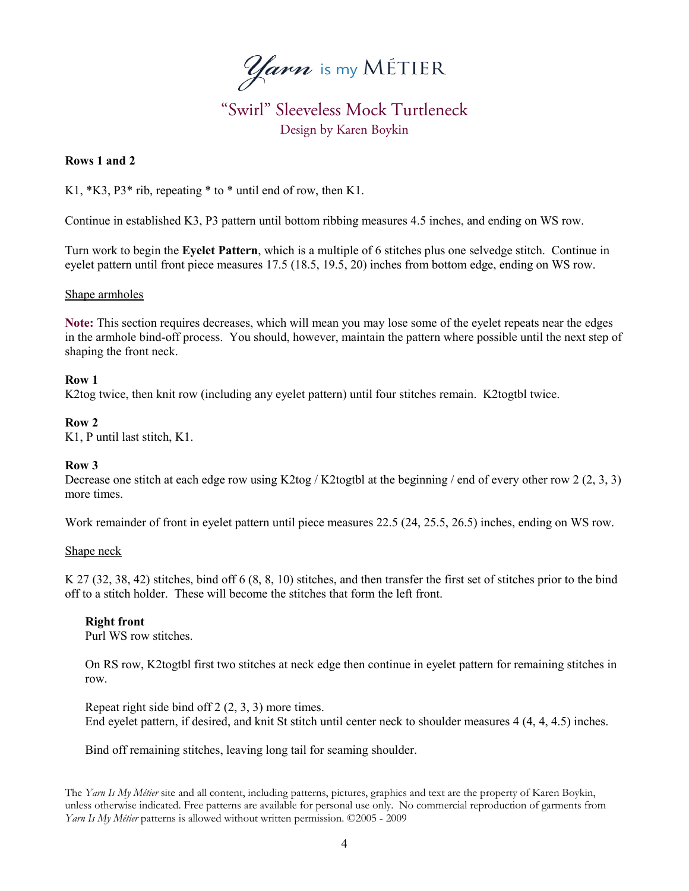**Rows 1 and 2**

K1, *K3, P3* rib, repeating * to * until end of row, then K1.

Continue in established K3, P3 pattern until bottom ribbing measures 4.5 inches, and ending on WS row.

Turn work to begin the **Eyelet Pattern**, which is a multiple of 6 stitches plus one selvedge stitch. Continue in eyelet pattern until front piece measures 17.5 (18.5, 19.5, 20) inches from bottom edge, ending on WS row.

Shape armholes

**Note:** This section requires decreases, which will mean you may lose some of the eyelet repeats near the edges in the armhole bind-off process. You should, however, maintain the pattern where possible until the next step of shaping the front neck.

**Row 1**
K2tog twice, then knit row (including any eyelet pattern) until four stitches remain. K2togtbl twice.

**Row 2**
K1, P until last stitch, K1.

**Row 3**
Decrease one stitch at each edge row using K2tog / K2togtbl at the beginning / end of every other row 2 (2, 3, 3) more times.

Work remainder of front in eyelet pattern until piece measures 22.5 (24, 25.5, 26.5) inches, ending on WS row.

Shape neck

K 27 (32, 38, 42) stitches, bind off 6 (8, 8, 10) stitches, and then transfer the first set of stitches prior to the bind off to a stitch holder. These will become the stitches that form the left front.

**Right front**
Purl WS row stitches.

On RS row, K2togtbl first two stitches at neck edge then continue in eyelet pattern for remaining stitches in row.

Repeat right side bind off 2 (2, 3, 3) more times.
End eyelet pattern, if desired, and knit St stitch until center neck to shoulder measures 4 (4, 4, 4.5) inches.

Bind off remaining stitches, leaving long tail for seaming shoulder.

The *Yarn Is My Métier* site and all content, including patterns, pictures, graphics and text are the property of Karen Boykin, unless otherwise indicated. Free patterns are available for personal use only. No commercial reproduction of garments from *Yarn Is My Métier* patterns is allowed without written permission. ©2005 - 2009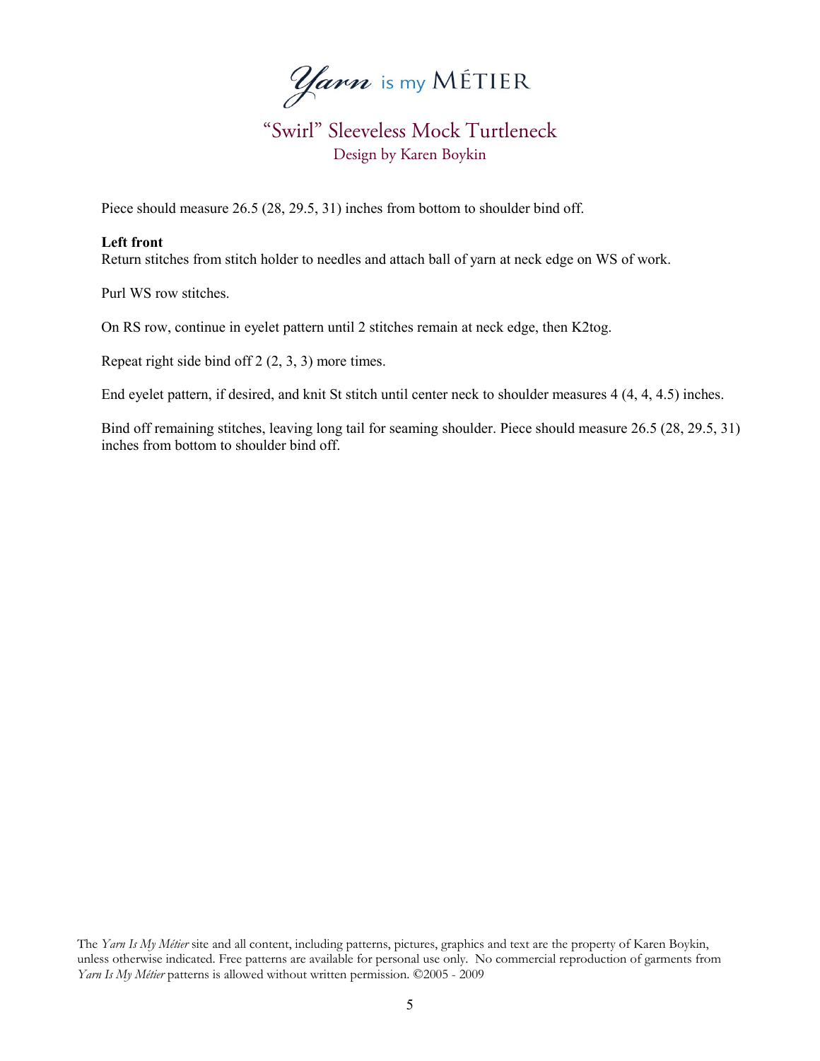Piece should measure 26.5 (28, 29.5, 31) inches from bottom to shoulder bind off.

**Left front**

Return stitches from stitch holder to needles and attach ball of yarn at neck edge on WS of work.

Purl WS row stitches.

On RS row, continue in eyelet pattern until 2 stitches remain at neck edge, then K2tog.

Repeat right side bind off 2 (2, 3, 3) more times.

End eyelet pattern, if desired, and knit St stitch until center neck to shoulder measures 4 (4, 4, 4.5) inches.

Bind off remaining stitches, leaving long tail for seaming shoulder. Piece should measure 26.5 (28, 29.5, 31) inches from bottom to shoulder bind off.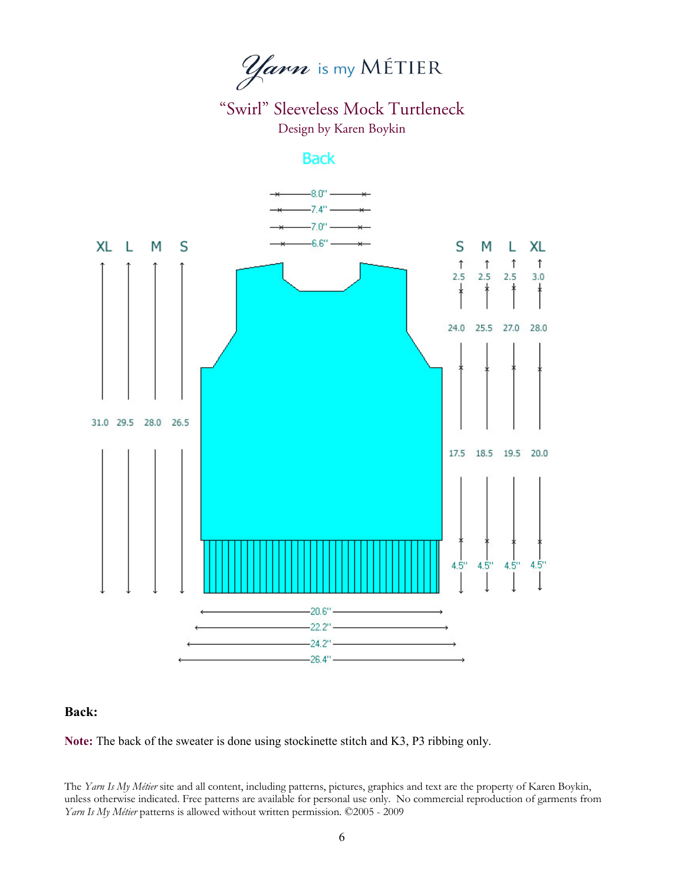Yarn is my MÉTIER

## "Swirl" Sleeveless Mock Turtleneck

Design by Karen Boykin

### Back

8.0"
7.4"
7.0"
6.6"

| | S | M | L | XL |
|---|---|---|---|---|
| Total length | 26.5 | 28.0 | 29.5 | 31.0 |
| Shoulder | 2.5 | 2.5 | 2.5 | 3.0 |
| Underarm to shoulder | 24.0 | 25.5 | 27.0 | 28.0 |
| Body | 17.5 | 18.5 | 19.5 | 20.0 |
| Ribbing | 4.5" | 4.5" | 4.5" | 4.5" |

20.6"
22.2"
24.2"
26.4"

**Back:**

**Note:** The back of the sweater is done using stockinette stitch and K3, P3 ribbing only.

The *Yarn Is My Métier* site and all content, including patterns, pictures, graphics and text are the property of Karen Boykin, unless otherwise indicated. Free patterns are available for personal use only. No commercial reproduction of garments from *Yarn Is My Métier* patterns is allowed without written permission. ©2005 - 2009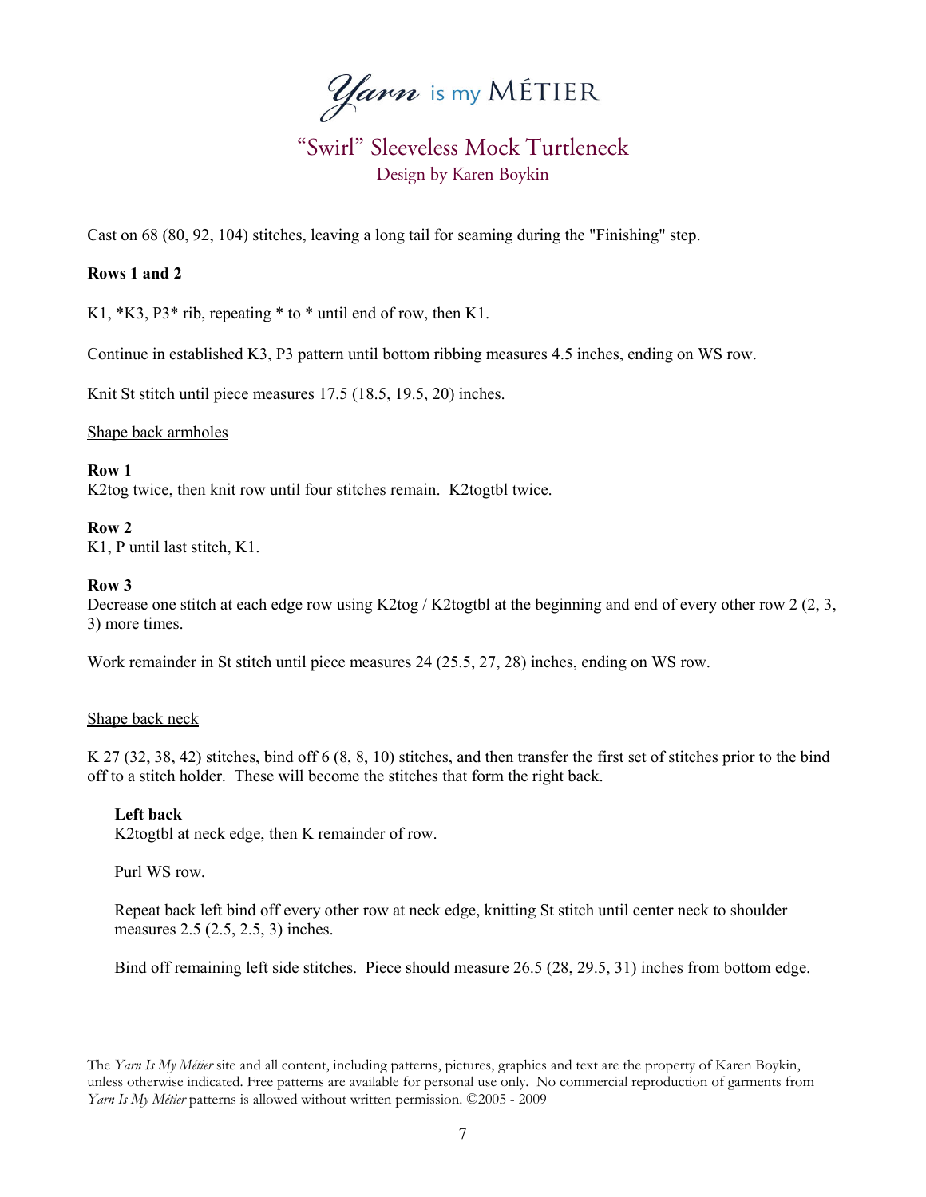Cast on 68 (80, 92, 104) stitches, leaving a long tail for seaming during the "Finishing" step.

**Rows 1 and 2**

K1, *K3, P3* rib, repeating * to * until end of row, then K1.

Continue in established K3, P3 pattern until bottom ribbing measures 4.5 inches, ending on WS row.

Knit St stitch until piece measures 17.5 (18.5, 19.5, 20) inches.

Shape back armholes

**Row 1**
K2tog twice, then knit row until four stitches remain. K2togtbl twice.

**Row 2**
K1, P until last stitch, K1.

**Row 3**
Decrease one stitch at each edge row using K2tog / K2togtbl at the beginning and end of every other row 2 (2, 3, 3) more times.

Work remainder in St stitch until piece measures 24 (25.5, 27, 28) inches, ending on WS row.

Shape back neck

K 27 (32, 38, 42) stitches, bind off 6 (8, 8, 10) stitches, and then transfer the first set of stitches prior to the bind off to a stitch holder. These will become the stitches that form the right back.

**Left back**
K2togtbl at neck edge, then K remainder of row.

Purl WS row.

Repeat back left bind off every other row at neck edge, knitting St stitch until center neck to shoulder measures 2.5 (2.5, 2.5, 3) inches.

Bind off remaining left side stitches. Piece should measure 26.5 (28, 29.5, 31) inches from bottom edge.

The *Yarn Is My Métier* site and all content, including patterns, pictures, graphics and text are the property of Karen Boykin, unless otherwise indicated. Free patterns are available for personal use only. No commercial reproduction of garments from *Yarn Is My Métier* patterns is allowed without written permission. ©2005 - 2009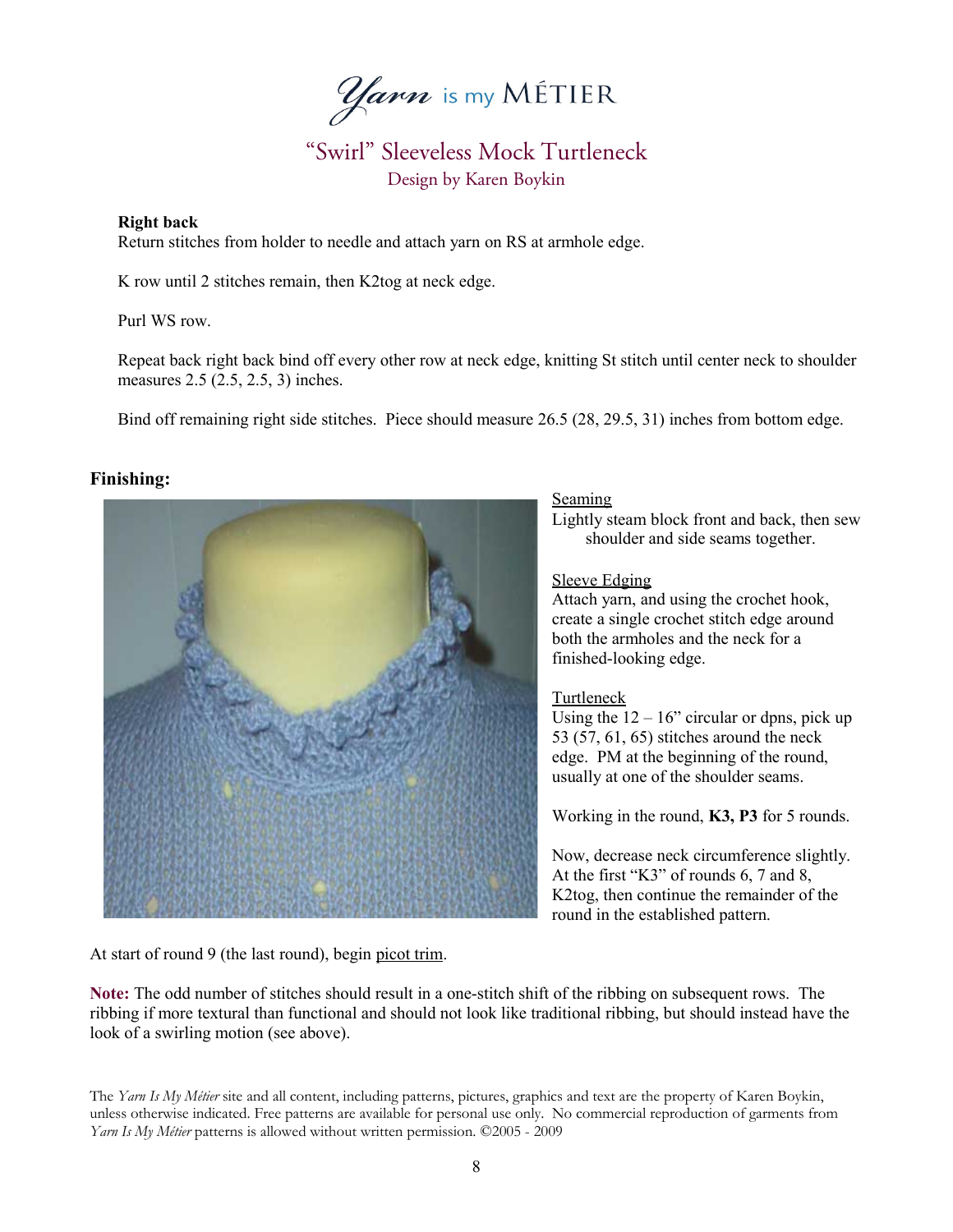Right back

Return stitches from holder to needle and attach yarn on RS at armhole edge.

K row until 2 stitches remain, then K2tog at neck edge.

Purl WS row.

Repeat back right back bind off every other row at neck edge, knitting St stitch until center neck to shoulder measures 2.5 (2.5, 2.5, 3) inches.

Bind off remaining right side stitches. Piece should measure 26.5 (28, 29.5, 31) inches from bottom edge.

## Finishing:

Seaming

Lightly steam block front and back, then sew shoulder and side seams together.

Sleeve Edging

Attach yarn, and using the crochet hook, create a single crochet stitch edge around both the armholes and the neck for a finished-looking edge.

Turtleneck

Using the 12 – 16" circular or dpns, pick up 53 (57, 61, 65) stitches around the neck edge. PM at the beginning of the round, usually at one of the shoulder seams.

Working in the round, **K3, P3** for 5 rounds.

Now, decrease neck circumference slightly. At the first "K3" of rounds 6, 7 and 8, K2tog, then continue the remainder of the round in the established pattern.

At start of round 9 (the last round), begin picot trim.

**Note:** The odd number of stitches should result in a one-stitch shift of the ribbing on subsequent rows. The ribbing if more textural than functional and should not look like traditional ribbing, but should instead have the look of a swirling motion (see above).

The *Yarn Is My Métier* site and all content, including patterns, pictures, graphics and text are the property of Karen Boykin, unless otherwise indicated. Free patterns are available for personal use only. No commercial reproduction of garments from *Yarn Is My Métier* patterns is allowed without written permission. ©2005 - 2009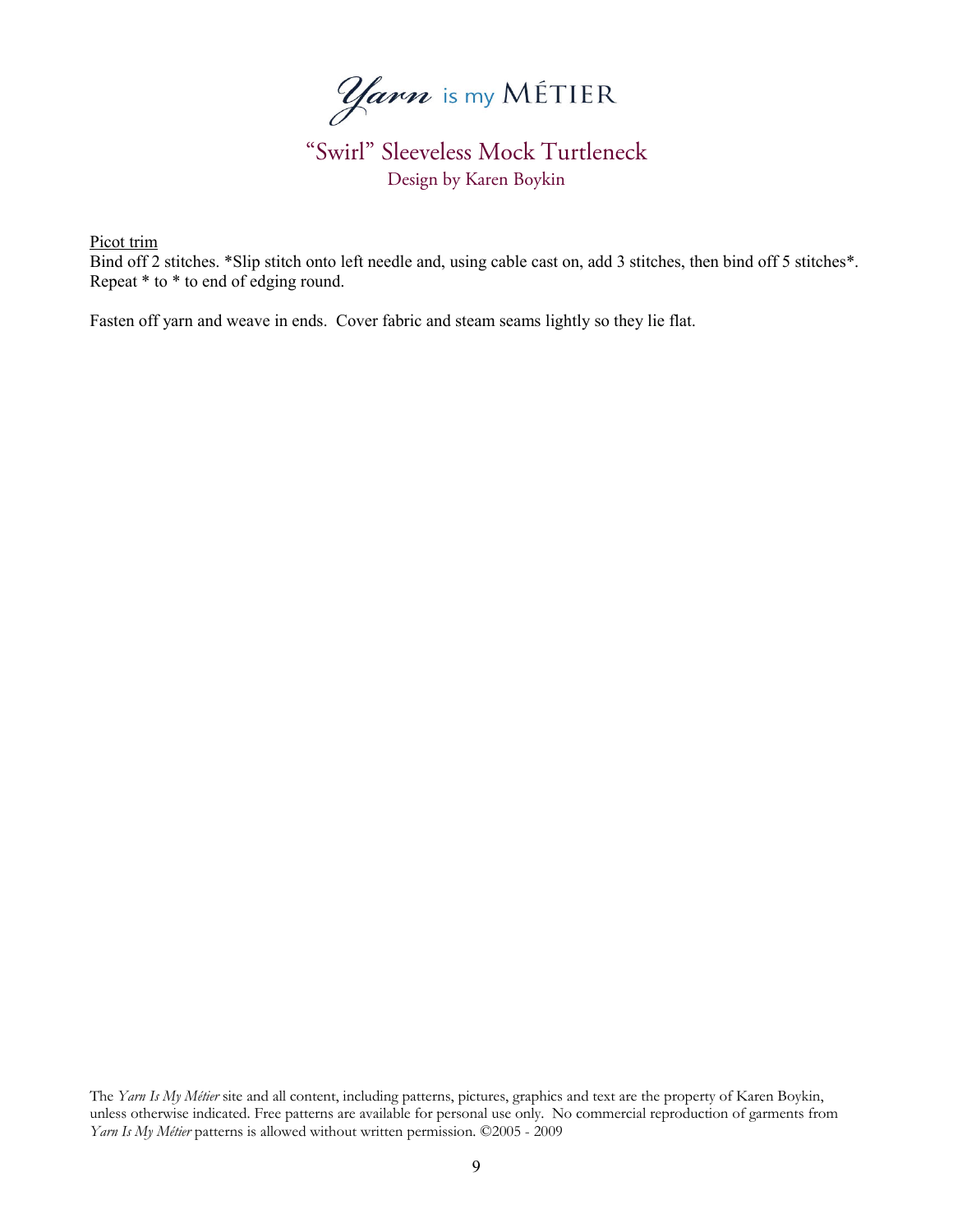Picot trim

Bind off 2 stitches. *Slip stitch onto left needle and, using cable cast on, add 3 stitches, then bind off 5 stitches*. Repeat * to * to end of edging round.

Fasten off yarn and weave in ends. Cover fabric and steam seams lightly so they lie flat.